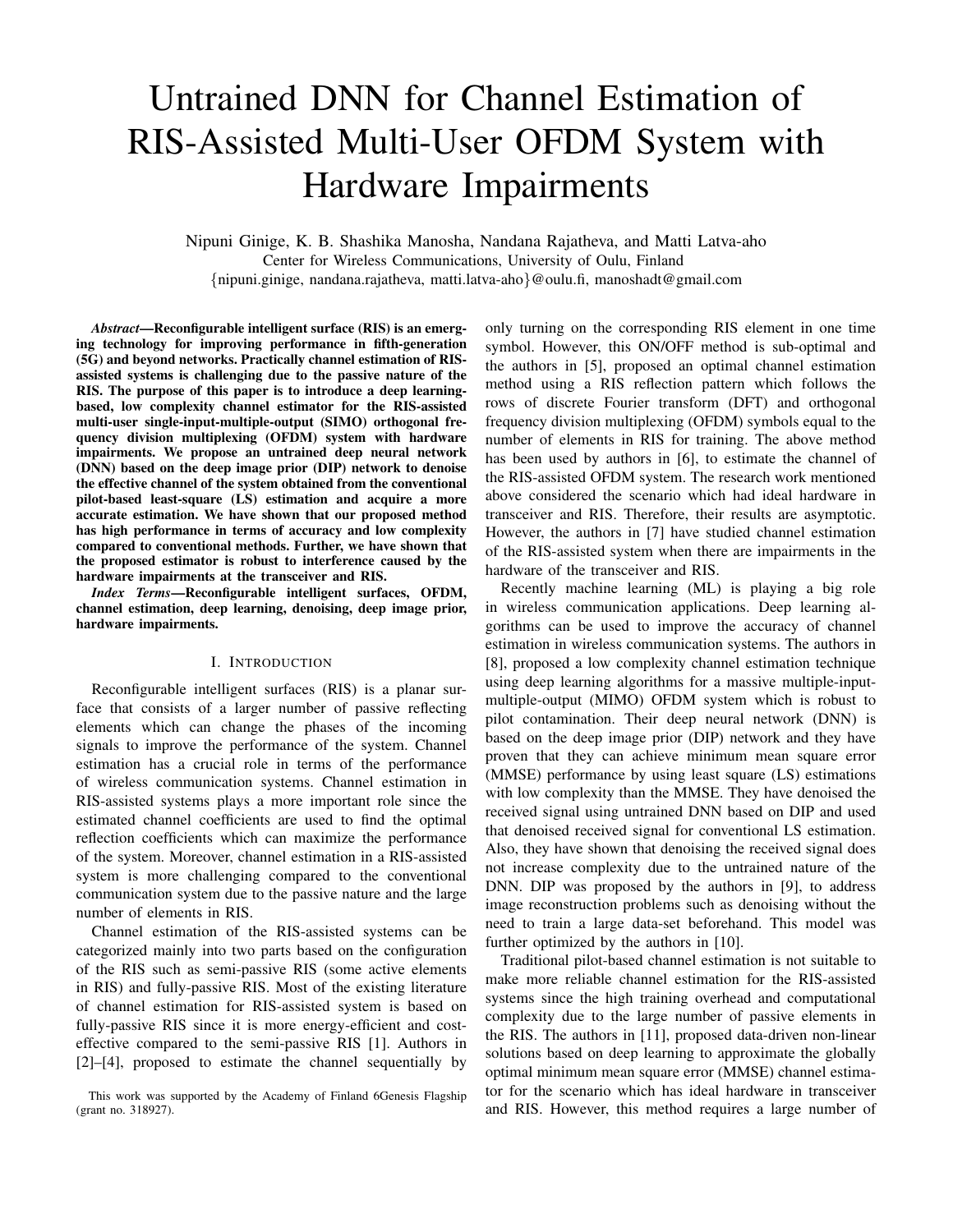# Untrained DNN for Channel Estimation of RIS-Assisted Multi-User OFDM System with Hardware Impairments

Nipuni Ginige, K. B. Shashika Manosha, Nandana Rajatheva, and Matti Latva-aho

Center for Wireless Communications, University of Oulu, Finland

{nipuni.ginige, nandana.rajatheva, matti.latva-aho}@oulu.fi, manoshadt@gmail.com

***Abstract*—Reconfigurable intelligent surface (RIS) is an emerging technology for improving performance in fifth-generation (5G) and beyond networks. Practically channel estimation of RIS-assisted systems is challenging due to the passive nature of the RIS. The purpose of this paper is to introduce a deep learning-based, low complexity channel estimator for the RIS-assisted multi-user single-input-multiple-output (SIMO) orthogonal frequency division multiplexing (OFDM) system with hardware impairments. We propose an untrained deep neural network (DNN) based on the deep image prior (DIP) network to denoise the effective channel of the system obtained from the conventional pilot-based least-square (LS) estimation and acquire a more accurate estimation. We have shown that our proposed method has high performance in terms of accuracy and low complexity compared to conventional methods. Further, we have shown that the proposed estimator is robust to interference caused by the hardware impairments at the transceiver and RIS.**

***Index Terms*—Reconfigurable intelligent surfaces, OFDM, channel estimation, deep learning, denoising, deep image prior, hardware impairments.**

## I. Introduction

Reconfigurable intelligent surfaces (RIS) is a planar surface that consists of a larger number of passive reflecting elements which can change the phases of the incoming signals to improve the performance of the system. Channel estimation has a crucial role in terms of the performance of wireless communication systems. Channel estimation in RIS-assisted systems plays a more important role since the estimated channel coefficients are used to find the optimal reflection coefficients which can maximize the performance of the system. Moreover, channel estimation in a RIS-assisted system is more challenging compared to the conventional communication system due to the passive nature and the large number of elements in RIS.

Channel estimation of the RIS-assisted systems can be categorized mainly into two parts based on the configuration of the RIS such as semi-passive RIS (some active elements in RIS) and fully-passive RIS. Most of the existing literature of channel estimation for RIS-assisted system is based on fully-passive RIS since it is more energy-efficient and cost-effective compared to the semi-passive RIS [1]. Authors in [2]–[4], proposed to estimate the channel sequentially by only turning on the corresponding RIS element in one time symbol. However, this ON/OFF method is sub-optimal and the authors in [5], proposed an optimal channel estimation method using a RIS reflection pattern which follows the rows of discrete Fourier transform (DFT) and orthogonal frequency division multiplexing (OFDM) symbols equal to the number of elements in RIS for training. The above method has been used by authors in [6], to estimate the channel of the RIS-assisted OFDM system. The research work mentioned above considered the scenario which had ideal hardware in transceiver and RIS. Therefore, their results are asymptotic. However, the authors in [7] have studied channel estimation of the RIS-assisted system when there are impairments in the hardware of the transceiver and RIS.

Recently machine learning (ML) is playing a big role in wireless communication applications. Deep learning algorithms can be used to improve the accuracy of channel estimation in wireless communication systems. The authors in [8], proposed a low complexity channel estimation technique using deep learning algorithms for a massive multiple-input-multiple-output (MIMO) OFDM system which is robust to pilot contamination. Their deep neural network (DNN) is based on the deep image prior (DIP) network and they have proven that they can achieve minimum mean square error (MMSE) performance by using least square (LS) estimations with low complexity than the MMSE. They have denoised the received signal using untrained DNN based on DIP and used that denoised received signal for conventional LS estimation. Also, they have shown that denoising the received signal does not increase complexity due to the untrained nature of the DNN. DIP was proposed by the authors in [9], to address image reconstruction problems such as denoising without the need to train a large data-set beforehand. This model was further optimized by the authors in [10].

Traditional pilot-based channel estimation is not suitable to make more reliable channel estimation for the RIS-assisted systems since the high training overhead and computational complexity due to the large number of passive elements in the RIS. The authors in [11], proposed data-driven non-linear solutions based on deep learning to approximate the globally optimal minimum mean square error (MMSE) channel estimator for the scenario which has ideal hardware in transceiver and RIS. However, this method requires a large number of

This work was supported by the Academy of Finland 6Genesis Flagship (grant no. 318927).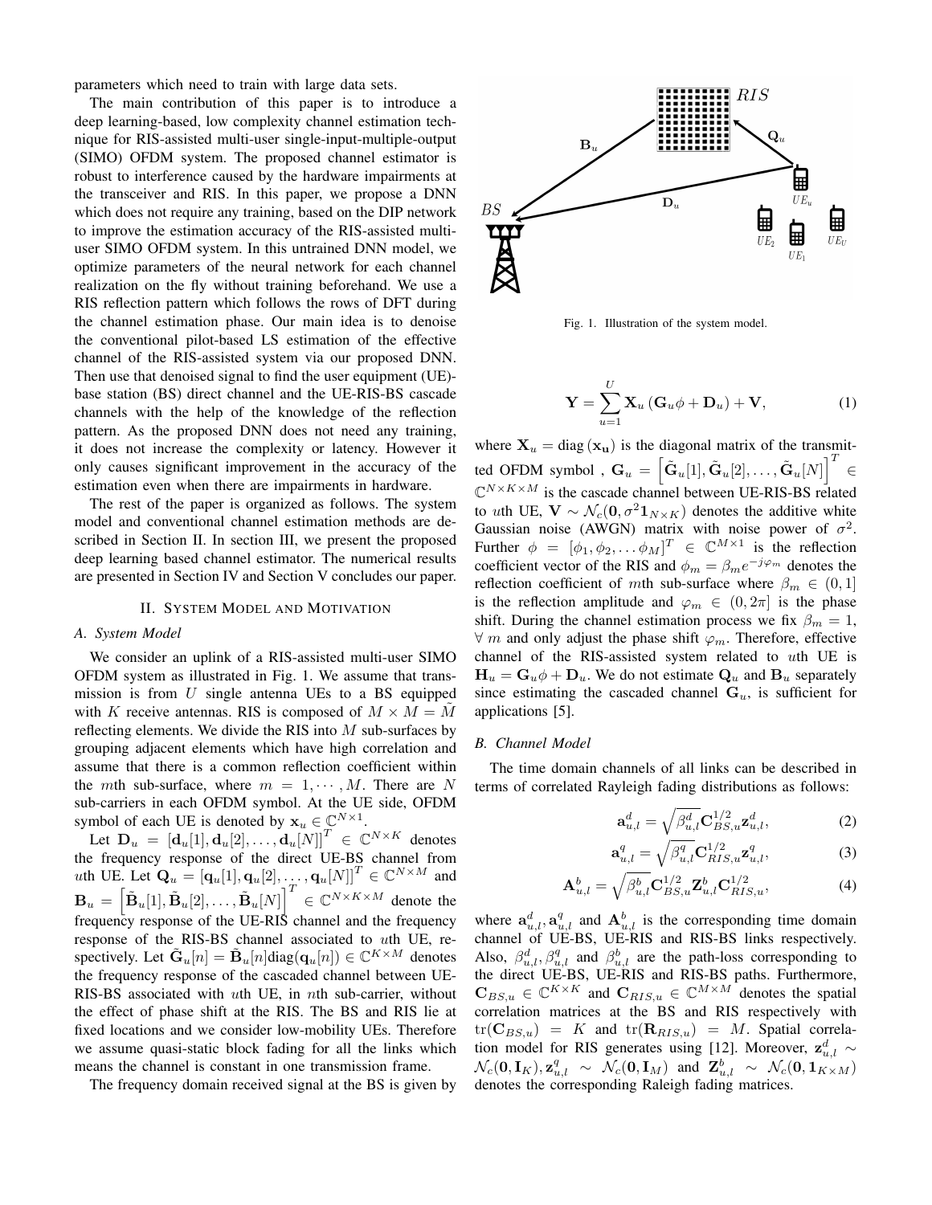parameters which need to train with large data sets.

The main contribution of this paper is to introduce a deep learning-based, low complexity channel estimation technique for RIS-assisted multi-user single-input-multiple-output (SIMO) OFDM system. The proposed channel estimator is robust to interference caused by the hardware impairments at the transceiver and RIS. In this paper, we propose a DNN which does not require any training, based on the DIP network to improve the estimation accuracy of the RIS-assisted multi-user SIMO OFDM system. In this untrained DNN model, we optimize parameters of the neural network for each channel realization on the fly without training beforehand. We use a RIS reflection pattern which follows the rows of DFT during the channel estimation phase. Our main idea is to denoise the conventional pilot-based LS estimation of the effective channel of the RIS-assisted system via our proposed DNN. Then use that denoised signal to find the user equipment (UE)-base station (BS) direct channel and the UE-RIS-BS cascade channels with the help of the knowledge of the reflection pattern. As the proposed DNN does not need any training, it does not increase the complexity or latency. However it only causes significant improvement in the accuracy of the estimation even when there are impairments in hardware.

The rest of the paper is organized as follows. The system model and conventional channel estimation methods are described in Section II. In section III, we present the proposed deep learning based channel estimator. The numerical results are presented in Section IV and Section V concludes our paper.

## II. System Model and Motivation

### A. System Model

We consider an uplink of a RIS-assisted multi-user SIMO OFDM system as illustrated in Fig. 1. We assume that transmission is from $U$ single antenna UEs to a BS equipped with $K$ receive antennas. RIS is composed of $M \times M = \tilde{M}$ reflecting elements. We divide the RIS into $M$ sub-surfaces by grouping adjacent elements which have high correlation and assume that there is a common reflection coefficient within the $m$th sub-surface, where $m = 1, \cdots, M$. There are $N$ sub-carriers in each OFDM symbol. At the UE side, OFDM symbol of each UE is denoted by $\mathbf{x}_u \in \mathbb{C}^{N \times 1}$.

Let $\mathbf{D}_u = [\mathbf{d}_u[1], \mathbf{d}_u[2], \ldots, \mathbf{d}_u[N]]^T \in \mathbb{C}^{N \times K}$ denotes the frequency response of the direct UE-BS channel from $u$th UE. Let $\mathbf{Q}_u = [\mathbf{q}_u[1], \mathbf{q}_u[2], \ldots, \mathbf{q}_u[N]]^T \in \mathbb{C}^{N \times M}$ and $\mathbf{B}_u = \left[\tilde{\mathbf{B}}_u[1], \tilde{\mathbf{B}}_u[2], \ldots, \tilde{\mathbf{B}}_u[N]\right]^T \in \mathbb{C}^{N \times K \times M}$ denote the frequency response of the UE-RIS channel and the frequency response of the RIS-BS channel associated to $u$th UE, respectively. Let $\tilde{\mathbf{G}}_u[n] = \tilde{\mathbf{B}}_u[n]\text{diag}(\mathbf{q}_u[n]) \in \mathbb{C}^{K \times M}$ denotes the frequency response of the cascaded channel between UE-RIS-BS associated with $u$th UE, in $n$th sub-carrier, without the effect of phase shift at the RIS. The BS and RIS lie at fixed locations and we consider low-mobility UEs. Therefore we assume quasi-static block fading for all the links which means the channel is constant in one transmission frame.

The frequency domain received signal at the BS is given by

Fig. 1. Illustration of the system model.

$$\mathbf{Y} = \sum_{u=1}^{U} \mathbf{X}_u \left(\mathbf{G}_u \phi + \mathbf{D}_u\right) + \mathbf{V}, \tag{1}$$

where $\mathbf{X}_u = \text{diag}\left(\mathbf{x_u}\right)$ is the diagonal matrix of the transmitted OFDM symbol , $\mathbf{G}_u = \left[\tilde{\mathbf{G}}_u[1], \tilde{\mathbf{G}}_u[2], \ldots, \tilde{\mathbf{G}}_u[N]\right]^T \in \mathbb{C}^{N \times K \times M}$ is the cascade channel between UE-RIS-BS related to $u$th UE, $\mathbf{V} \sim \mathcal{N}_c(\mathbf{0}, \sigma^2 \mathbf{1}_{N \times K})$ denotes the additive white Gaussian noise (AWGN) matrix with noise power of $\sigma^2$. Further $\phi = [\phi_1, \phi_2, \ldots \phi_M]^T \in \mathbb{C}^{M \times 1}$ is the reflection coefficient vector of the RIS and $\phi_m = \beta_m e^{-j\varphi_m}$ denotes the reflection coefficient of $m$th sub-surface where $\beta_m \in (0, 1]$ is the reflection amplitude and $\varphi_m \in (0, 2\pi]$ is the phase shift. During the channel estimation process we fix $\beta_m = 1$, $\forall$ $m$ and only adjust the phase shift $\varphi_m$. Therefore, effective channel of the RIS-assisted system related to $u$th UE is $\mathbf{H}_u = \mathbf{G}_u \phi + \mathbf{D}_u$. We do not estimate $\mathbf{Q}_u$ and $\mathbf{B}_u$ separately since estimating the cascaded channel $\mathbf{G}_u$, is sufficient for applications [5].

### B. Channel Model

The time domain channels of all links can be described in terms of correlated Rayleigh fading distributions as follows:

$$\mathbf{a}_{u,l}^d = \sqrt{\beta_{u,l}^d} \mathbf{C}_{BS,u}^{1/2} \mathbf{z}_{u,l}^d, \tag{2}$$

$$\mathbf{a}_{u,l}^q = \sqrt{\beta_{u,l}^q} \mathbf{C}_{RIS,u}^{1/2} \mathbf{z}_{u,l}^q, \tag{3}$$

$$\mathbf{A}_{u,l}^b = \sqrt{\beta_{u,l}^b} \mathbf{C}_{BS,u}^{1/2} \mathbf{Z}_{u,l}^b \mathbf{C}_{RIS,u}^{1/2}, \tag{4}$$

where $\mathbf{a}_{u,l}^d, \mathbf{a}_{u,l}^q$ and $\mathbf{A}_{u,l}^b$ is the corresponding time domain channel of UE-BS, UE-RIS and RIS-BS links respectively. Also, $\beta_{u,l}^d, \beta_{u,l}^q$ and $\beta_{u,l}^b$ are the path-loss corresponding to the direct UE-BS, UE-RIS and RIS-BS paths. Furthermore, $\mathbf{C}_{BS,u} \in \mathbb{C}^{K \times K}$ and $\mathbf{C}_{RIS,u} \in \mathbb{C}^{M \times M}$ denotes the spatial correlation matrices at the BS and RIS respectively with $\text{tr}(\mathbf{C}_{BS,u}) = K$ and $\text{tr}(\mathbf{R}_{RIS,u}) = M$. Spatial correlation model for RIS generates using [12]. Moreover, $\mathbf{z}_{u,l}^d \sim \mathcal{N}_c(\mathbf{0}, \mathbf{I}_K), \mathbf{z}_{u,l}^q \sim \mathcal{N}_c(\mathbf{0}, \mathbf{I}_M)$ and $\mathbf{Z}_{u,l}^b \sim \mathcal{N}_c(\mathbf{0}, \mathbf{1}_{K \times M})$ denotes the corresponding Raleigh fading matrices.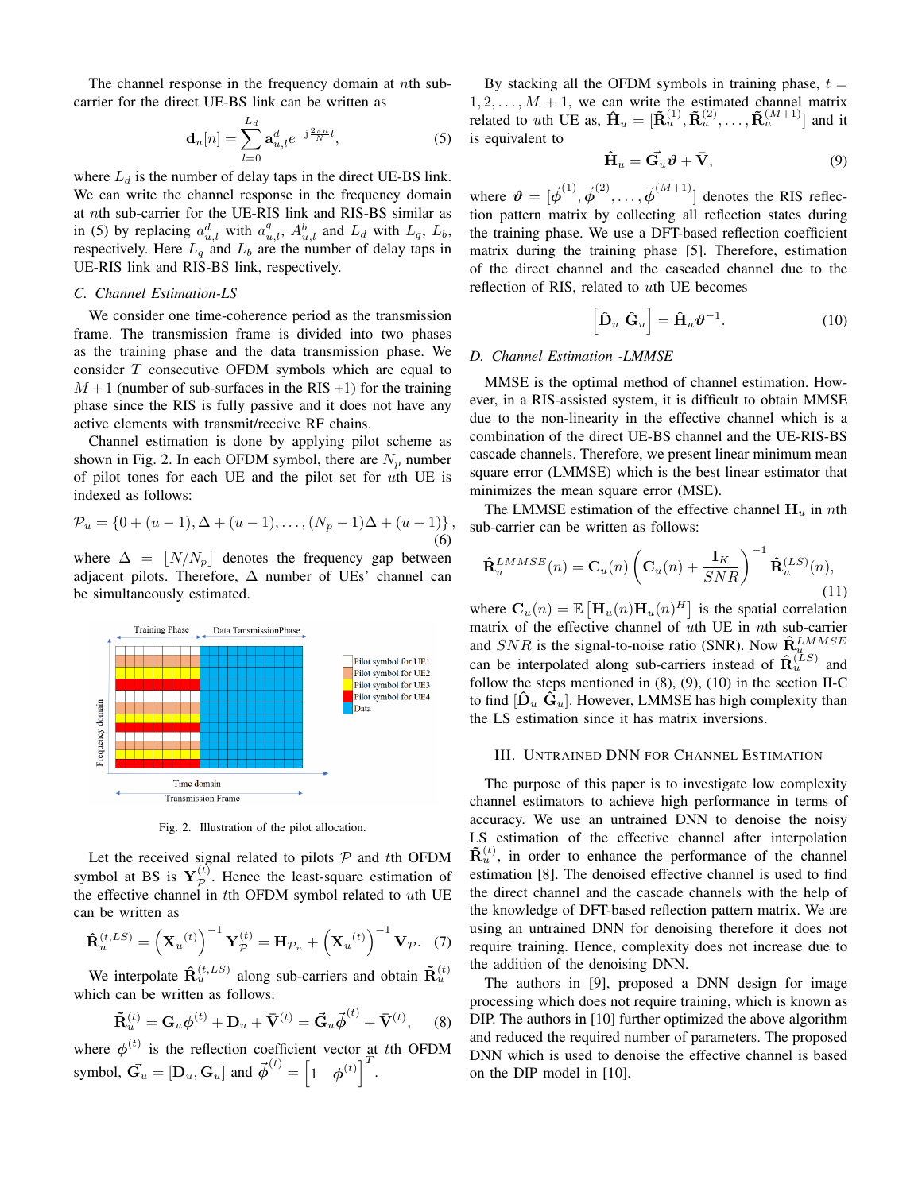The channel response in the frequency domain at $n$th sub-carrier for the direct UE-BS link can be written as

$$\mathbf{d}_u[n] = \sum_{l=0}^{L_d} \mathbf{a}_{u,l}^d e^{-\mathrm{j}\frac{2\pi n}{N}l}, \tag{5}$$

where $L_d$ is the number of delay taps in the direct UE-BS link. We can write the channel response in the frequency domain at $n$th sub-carrier for the UE-RIS link and RIS-BS similar as in (5) by replacing $a_{u,l}^d$ with $a_{u,l}^q$, $A_{u,l}^b$ and $L_d$ with $L_q$, $L_b$, respectively. Here $L_q$ and $L_b$ are the number of delay taps in UE-RIS link and RIS-BS link, respectively.

### C. Channel Estimation-LS

We consider one time-coherence period as the transmission frame. The transmission frame is divided into two phases as the training phase and the data transmission phase. We consider $T$ consecutive OFDM symbols which are equal to $M+1$ (number of sub-surfaces in the RIS +1) for the training phase since the RIS is fully passive and it does not have any active elements with transmit/receive RF chains.

Channel estimation is done by applying pilot scheme as shown in Fig. 2. In each OFDM symbol, there are $N_p$ number of pilot tones for each UE and the pilot set for $u$th UE is indexed as follows:

$$\mathcal{P}_u = \{0 + (u-1), \Delta + (u-1), \ldots, (N_p - 1)\Delta + (u-1)\}, \tag{6}$$

where $\Delta = \lfloor N/N_p \rfloor$ denotes the frequency gap between adjacent pilots. Therefore, $\Delta$ number of UEs' channel can be simultaneously estimated.

Fig. 2. Illustration of the pilot allocation.

Let the received signal related to pilots $\mathcal{P}$ and $t$th OFDM symbol at BS is $\mathbf{Y}_{\mathcal{P}}^{(t)}$. Hence the least-square estimation of the effective channel in $t$th OFDM symbol related to $u$th UE can be written as

$$\hat{\mathbf{R}}_u^{(t,LS)} = \left(\mathbf{X}_u{}^{(t)}\right)^{-1} \mathbf{Y}_{\mathcal{P}}^{(t)} = \mathbf{H}_{\mathcal{P}_u} + \left(\mathbf{X}_u{}^{(t)}\right)^{-1} \mathbf{V}_{\mathcal{P}}. \tag{7}$$

We interpolate $\hat{\mathbf{R}}_u^{(t,LS)}$ along sub-carriers and obtain $\tilde{\mathbf{R}}_u^{(t)}$ which can be written as follows:

$$\tilde{\mathbf{R}}_u^{(t)} = \mathbf{G}_u \boldsymbol{\phi}^{(t)} + \mathbf{D}_u + \bar{\mathbf{V}}^{(t)} = \vec{\mathbf{G}}_u \vec{\boldsymbol{\phi}}^{(t)} + \bar{\mathbf{V}}^{(t)}, \tag{8}$$

where $\boldsymbol{\phi}^{(t)}$ is the reflection coefficient vector at $t$th OFDM symbol, $\vec{\mathbf{G}}_u = [\mathbf{D}_u, \mathbf{G}_u]$ and $\vec{\boldsymbol{\phi}}^{(t)} = \begin{bmatrix} 1 & \boldsymbol{\phi}^{(t)} \end{bmatrix}^T$.

By stacking all the OFDM symbols in training phase, $t = 1, 2, \ldots, M+1$, we can write the estimated channel matrix related to $u$th UE as, $\hat{\mathbf{H}}_u = [\tilde{\mathbf{R}}_u^{(1)}, \tilde{\mathbf{R}}_u^{(2)}, \ldots, \tilde{\mathbf{R}}_u^{(M+1)}]$ and it is equivalent to

$$\hat{\mathbf{H}}_u = \vec{\mathbf{G}}_u \boldsymbol{\vartheta} + \bar{\mathbf{V}}, \tag{9}$$

where $\boldsymbol{\vartheta} = [\vec{\boldsymbol{\phi}}^{(1)}, \vec{\boldsymbol{\phi}}^{(2)}, \ldots, \vec{\boldsymbol{\phi}}^{(M+1)}]$ denotes the RIS reflection pattern matrix by collecting all reflection states during the training phase. We use a DFT-based reflection coefficient matrix during the training phase [5]. Therefore, estimation of the direct channel and the cascaded channel due to the reflection of RIS, related to $u$th UE becomes

$$\begin{bmatrix} \hat{\mathbf{D}}_u & \hat{\mathbf{G}}_u \end{bmatrix} = \hat{\mathbf{H}}_u \boldsymbol{\vartheta}^{-1}. \tag{10}$$

### D. Channel Estimation -LMMSE

MMSE is the optimal method of channel estimation. However, in a RIS-assisted system, it is difficult to obtain MMSE due to the non-linearity in the effective channel which is a combination of the direct UE-BS channel and the UE-RIS-BS cascade channels. Therefore, we present linear minimum mean square error (LMMSE) which is the best linear estimator that minimizes the mean square error (MSE).

The LMMSE estimation of the effective channel $\mathbf{H}_u$ in $n$th sub-carrier can be written as follows:

$$\hat{\mathbf{R}}_u^{LMMSE}(n) = \mathbf{C}_u(n) \left(\mathbf{C}_u(n) + \frac{\mathbf{I}_K}{SNR}\right)^{-1} \hat{\mathbf{R}}_u^{(LS)}(n), \tag{11}$$

where $\mathbf{C}_u(n) = \mathbb{E}\left[\mathbf{H}_u(n)\mathbf{H}_u(n)^H\right]$ is the spatial correlation matrix of the effective channel of $u$th UE in $n$th sub-carrier and $SNR$ is the signal-to-noise ratio (SNR). Now $\hat{\mathbf{R}}_u^{LMMSE}$ can be interpolated along sub-carriers instead of $\hat{\mathbf{R}}_u^{(LS)}$ and follow the steps mentioned in (8), (9), (10) in the section II-C to find $[\hat{\mathbf{D}}_u \; \hat{\mathbf{G}}_u]$. However, LMMSE has high complexity than the LS estimation since it has matrix inversions.

## III. Untrained DNN for Channel Estimation

The purpose of this paper is to investigate low complexity channel estimators to achieve high performance in terms of accuracy. We use an untrained DNN to denoise the noisy LS estimation of the effective channel after interpolation $\tilde{\mathbf{R}}_u^{(t)}$, in order to enhance the performance of the channel estimation [8]. The denoised effective channel is used to find the direct channel and the cascade channels with the help of the knowledge of DFT-based reflection pattern matrix. We are using an untrained DNN for denoising therefore it does not require training. Hence, complexity does not increase due to the addition of the denoising DNN.

The authors in [9], proposed a DNN design for image processing which does not require training, which is known as DIP. The authors in [10] further optimized the above algorithm and reduced the required number of parameters. The proposed DNN which is used to denoise the effective channel is based on the DIP model in [10].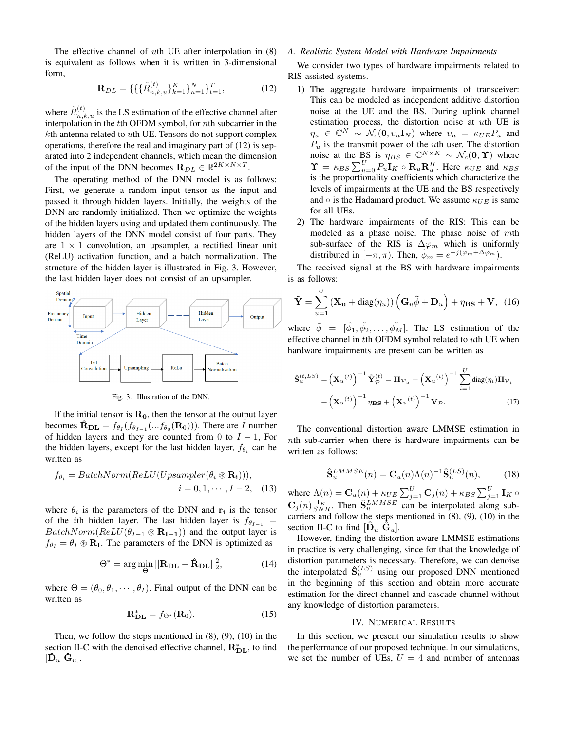The effective channel of $u$th UE after interpolation in (8) is equivalent as follows when it is written in 3-dimensional form,

$$\mathbf{R}_{DL} = \{\{\{\tilde{R}_{n,k,u}^{(t)}\}_{k=1}^{K}\}_{n=1}^{N}\}_{t=1}^{T}, \tag{12}$$

where $\tilde{R}_{n,k,u}^{(t)}$ is the LS estimation of the effective channel after interpolation in the $t$th OFDM symbol, for $n$th subcarrier in the $k$th antenna related to $u$th UE. Tensors do not support complex operations, therefore the real and imaginary part of (12) is separated into 2 independent channels, which mean the dimension of the input of the DNN becomes $\mathbf{R}_{DL} \in \mathbb{R}^{2K\times N\times T}$.

The operating method of the DNN model is as follows: First, we generate a random input tensor as the input and passed it through hidden layers. Initially, the weights of the DNN are randomly initialized. Then we optimize the weights of the hidden layers using and updated them continuously. The hidden layers of the DNN model consist of four parts. They are $1 \times 1$ convolution, an upsampler, a rectified linear unit (ReLU) activation function, and a batch normalization. The structure of the hidden layer is illustrated in Fig. 3. However, the last hidden layer does not consist of an upsampler.

Fig. 3. Illustration of the DNN.

If the initial tensor is $\mathbf{R_0}$, then the tensor at the output layer becomes $\hat{\mathbf{R}}_{\mathbf{DL}} = f_{\theta_I}(f_{\theta_{I-1}}(...f_{\theta_0}(\mathbf{R}_0)))$. There are $I$ number of hidden layers and they are counted from 0 to $I-1$, For the hidden layers, except for the last hidden layer, $f_{\theta_i}$ can be written as

$$f_{\theta_i} = BatchNorm(ReLU(Upsampler(\theta_i \circledast \mathbf{R_i}))), \quad i = 0, 1, \cdots, I-2, \tag{13}$$

where $\theta_i$ is the parameters of the DNN and $\mathbf{r_i}$ is the tensor of the $i$th hidden layer. The last hidden layer is $f_{\theta_{I-1}} = BatchNorm(ReLU(\theta_{I-1} \circledast \mathbf{R_{I-1}}))$ and the output layer is $f_{\theta_I} = \theta_I \circledast \mathbf{R_I}$. The parameters of the DNN is optimized as

$$\Theta^* = \arg\min_{\Theta} ||\mathbf{R_{DL}} - \hat{\mathbf{R}}_{\mathbf{DL}}||_2^2, \tag{14}$$

where $\Theta = (\theta_0, \theta_1, \cdots, \theta_I)$. Final output of the DNN can be written as

$$\mathbf{R}^*_{\mathbf{DL}} = f_{\Theta^*}(\mathbf{R}_0). \tag{15}$$

Then, we follow the steps mentioned in (8), (9), (10) in the section II-C with the denoised effective channel, $\mathbf{R}^*_{\mathbf{DL}}$, to find $[\hat{\mathbf{D}}_u \ \hat{\mathbf{G}}_u]$.

### A. Realistic System Model with Hardware Impairments

We consider two types of hardware impairments related to RIS-assisted systems.

1) The aggregate hardware impairments of transceiver: This can be modeled as independent additive distortion noise at the UE and the BS. During uplink channel estimation process, the distortion noise at $u$th UE is $\eta_u \in \mathbb{C}^N \sim \mathcal{N}_c(\mathbf{0}, \upsilon_u \mathbf{I}_N)$ where $\upsilon_u = \kappa_{UE} P_u$ and $P_u$ is the transmit power of the $u$th user. The distortion noise at the BS is $\eta_{BS} \in \mathbb{C}^{N\times K} \sim \mathcal{N}_c(\mathbf{0}, \mathbf{\Upsilon})$ where $\mathbf{\Upsilon} = \kappa_{BS}\sum_{u=0}^{U} P_u \mathbf{I}_K \circ \mathbf{R}_u \mathbf{R}_u^H$. Here $\kappa_{UE}$ and $\kappa_{BS}$ is the proportionality coefficients which characterize the levels of impairments at the UE and the BS respectively and $\circ$ is the Hadamard product. We assume $\kappa_{UE}$ is same for all UEs.
2) The hardware impairments of the RIS: This can be modeled as a phase noise. The phase noise of $m$th sub-surface of the RIS is $\Delta\varphi_m$ which is uniformly distributed in $[-\pi, \pi)$. Then, $\tilde{\phi}_m = e^{-j(\varphi_m + \Delta\varphi_m)}$.

The received signal at the BS with hardware impairments is as follows:

$$\tilde{\mathbf{Y}} = \sum_{u=1}^{U} (\mathbf{X_u} + \text{diag}(\eta_u)) \left(\mathbf{G}_u\tilde{\phi} + \mathbf{D}_u\right) + \eta_{\mathbf{BS}} + \mathbf{V}, \tag{16}$$

where $\tilde{\phi} = [\tilde{\phi_1}, \tilde{\phi_2}, \ldots, \tilde{\phi_M}]$. The LS estimation of the effective channel in $t$th OFDM symbol related to $u$th UE when hardware impairments are present can be written as

$$\hat{\mathbf{S}}_u^{(t,LS)} = \left(\mathbf{X}_u{}^{(t)}\right)^{-1}\tilde{\mathbf{Y}}_{\mathcal{P}}^{(t)} = \mathbf{H}_{\mathcal{P}_u} + \left(\mathbf{X}_u{}^{(t)}\right)^{-1}\sum_{i=1}^{U}\text{diag}(\eta_i)\mathbf{H}_{\mathcal{P}_i} + \left(\mathbf{X}_u{}^{(t)}\right)^{-1}\eta_{\mathbf{BS}} + \left(\mathbf{X}_u{}^{(t)}\right)^{-1}\mathbf{V}_{\mathcal{P}}. \tag{17}$$

The conventional distortion aware LMMSE estimation in $n$th sub-carrier when there is hardware impairments can be written as follows:

$$\hat{\mathbf{S}}_u^{LMMSE}(n) = \mathbf{C}_u(n)\Lambda(n)^{-1}\hat{\mathbf{S}}_u^{(LS)}(n), \tag{18}$$

where $\Lambda(n) = \mathbf{C}_u(n) + \kappa_{UE}\sum_{j=1}^{U}\mathbf{C}_j(n) + \kappa_{BS}\sum_{j=1}^{U}\mathbf{I}_K \circ \mathbf{C}_j(n)\frac{\mathbf{I}_K}{SNR}$. Then $\hat{\mathbf{S}}_u^{LMMSE}$ can be interpolated along sub-carriers and follow the steps mentioned in (8), (9), (10) in the section II-C to find $[\hat{\mathbf{D}}_u \ \hat{\mathbf{G}}_u]$.

However, finding the distortion aware LMMSE estimations in practice is very challenging, since for that the knowledge of distortion parameters is necessary. Therefore, we can denoise the interpolated $\hat{\mathbf{S}}_u^{(LS)}$ using our proposed DNN mentioned in the beginning of this section and obtain more accurate estimation for the direct channel and cascade channel without any knowledge of distortion parameters.

## IV. Numerical Results

In this section, we present our simulation results to show the performance of our proposed technique. In our simulations, we set the number of UEs, $U = 4$ and number of antennas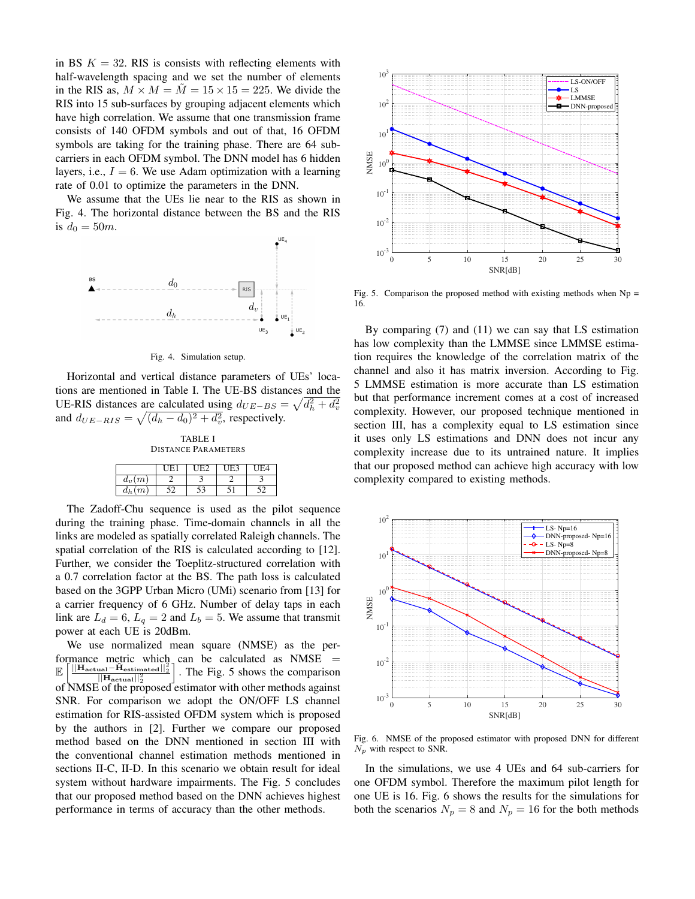in BS $K = 32$. RIS is consists with reflecting elements with half-wavelength spacing and we set the number of elements in the RIS as, $M \times M = \tilde{M} = 15 \times 15 = 225$. We divide the RIS into 15 sub-surfaces by grouping adjacent elements which have high correlation. We assume that one transmission frame consists of 140 OFDM symbols and out of that, 16 OFDM symbols are taking for the training phase. There are 64 sub-carriers in each OFDM symbol. The DNN model has 6 hidden layers, i.e., $I = 6$. We use Adam optimization with a learning rate of 0.01 to optimize the parameters in the DNN.

We assume that the UEs lie near to the RIS as shown in Fig. 4. The horizontal distance between the BS and the RIS is $d_0 = 50m$.

Fig. 4. Simulation setup.

Horizontal and vertical distance parameters of UEs' locations are mentioned in Table I. The UE-BS distances and the UE-RIS distances are calculated using $d_{UE-BS} = \sqrt{d_h^2 + d_v^2}$ and $d_{UE-RIS} = \sqrt{(d_h - d_0)^2 + d_v^2}$, respectively.

TABLE I
DISTANCE PARAMETERS

| | UE1 | UE2 | UE3 | UE4 |
|---|---|---|---|---|
| $d_v(m)$ | 2 | 3 | 2 | 3 |
| $d_h(m)$ | 52 | 53 | 51 | 52 |

The Zadoff-Chu sequence is used as the pilot sequence during the training phase. Time-domain channels in all the links are modeled as spatially correlated Raleigh channels. The spatial correlation of the RIS is calculated according to [12]. Further, we consider the Toeplitz-structured correlation with a 0.7 correlation factor at the BS. The path loss is calculated based on the 3GPP Urban Micro (UMi) scenario from [13] for a carrier frequency of 6 GHz. Number of delay taps in each link are $L_d = 6$, $L_q = 2$ and $L_b = 5$. We assume that transmit power at each UE is 20dBm.

We use normalized mean square (NMSE) as the performance metric which can be calculated as NMSE $= \mathbb{E}\left[\frac{||\mathbf{H}_{\mathbf{actual}} - \hat{\mathbf{H}}_{\mathbf{estimated}}||_2^2}{||\mathbf{H}_{\mathbf{actual}}||_2^2}\right]$. The Fig. 5 shows the comparison of NMSE of the proposed estimator with other methods against SNR. For comparison we adopt the ON/OFF LS channel estimation for RIS-assisted OFDM system which is proposed by the authors in [2]. Further we compare our proposed method based on the DNN mentioned in section III with the conventional channel estimation methods mentioned in sections II-C, II-D. In this scenario we obtain result for ideal system without hardware impairments. The Fig. 5 concludes that our proposed method based on the DNN achieves highest performance in terms of accuracy than the other methods.

Fig. 5. Comparison the proposed method with existing methods when Np = 16.

By comparing (7) and (11) we can say that LS estimation has low complexity than the LMMSE since LMMSE estimation requires the knowledge of the correlation matrix of the channel and also it has matrix inversion. According to Fig. 5 LMMSE estimation is more accurate than LS estimation but that performance increment comes at a cost of increased complexity. However, our proposed technique mentioned in section III, has a complexity equal to LS estimation since it uses only LS estimations and DNN does not incur any complexity increase due to its untrained nature. It implies that our proposed method can achieve high accuracy with low complexity compared to existing methods.

Fig. 6. NMSE of the proposed estimator with proposed DNN for different $N_p$ with respect to SNR.

In the simulations, we use 4 UEs and 64 sub-carriers for one OFDM symbol. Therefore the maximum pilot length for one UE is 16. Fig. 6 shows the results for the simulations for both the scenarios $N_p = 8$ and $N_p = 16$ for the both methods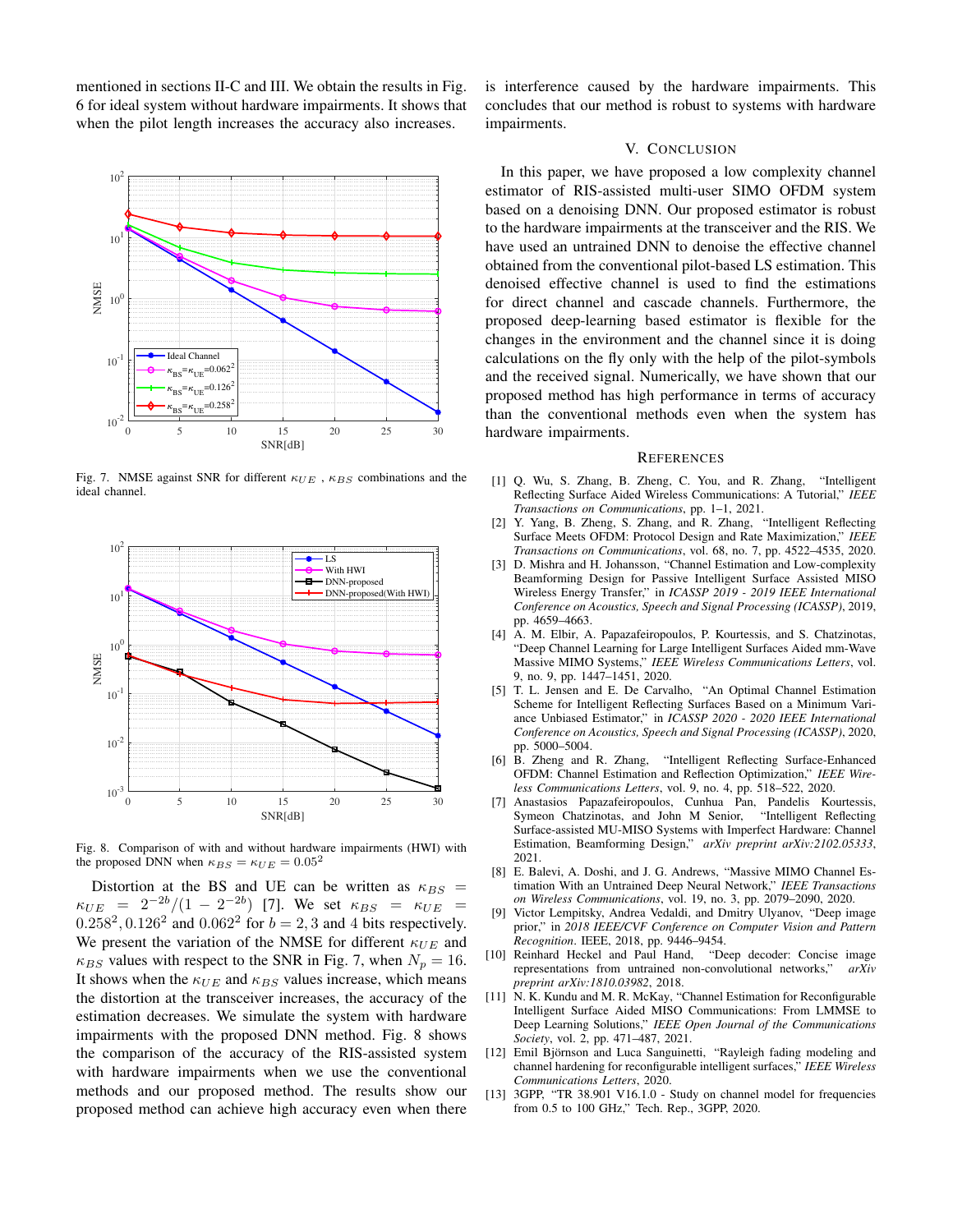mentioned in sections II-C and III. We obtain the results in Fig. 6 for ideal system without hardware impairments. It shows that when the pilot length increases the accuracy also increases.

$10^2$
$10^1$
$10^0$
$10^{-1}$
$10^{-2}$
NMSE
0 5 10 15 20 25 30
SNR[dB]
Ideal Channel
$\kappa_{BS}=\kappa_{UE}=0.062^2$
$\kappa_{BS}=\kappa_{UE}=0.126^2$
$\kappa_{BS}=\kappa_{UE}=0.258^2$

Fig. 7. NMSE against SNR for different $\kappa_{UE}$ , $\kappa_{BS}$ combinations and the ideal channel.

$10^2$
$10^1$
$10^0$
$10^{-1}$
$10^{-2}$
$10^{-3}$
NMSE
0 5 10 15 20 25 30
SNR[dB]
LS
With HWI
DNN-proposed
DNN-proposed(With HWI)

Fig. 8. Comparison of with and without hardware impairments (HWI) with the proposed DNN when $\kappa_{BS} = \kappa_{UE} = 0.05^2$

Distortion at the BS and UE can be written as $\kappa_{BS} = \kappa_{UE} = 2^{-2b}/(1 - 2^{-2b})$ [7]. We set $\kappa_{BS} = \kappa_{UE} = 0.258^2, 0.126^2$ and $0.062^2$ for $b = 2, 3$ and 4 bits respectively. We present the variation of the NMSE for different $\kappa_{UE}$ and $\kappa_{BS}$ values with respect to the SNR in Fig. 7, when $N_p = 16$. It shows when the $\kappa_{UE}$ and $\kappa_{BS}$ values increase, which means the distortion at the transceiver increases, the accuracy of the estimation decreases. We simulate the system with hardware impairments with the proposed DNN method. Fig. 8 shows the comparison of the accuracy of the RIS-assisted system with hardware impairments when we use the conventional methods and our proposed method. The results show our proposed method can achieve high accuracy even when there is interference caused by the hardware impairments. This concludes that our method is robust to systems with hardware impairments.

## V. Conclusion

In this paper, we have proposed a low complexity channel estimator of RIS-assisted multi-user SIMO OFDM system based on a denoising DNN. Our proposed estimator is robust to the hardware impairments at the transceiver and the RIS. We have used an untrained DNN to denoise the effective channel obtained from the conventional pilot-based LS estimation. This denoised effective channel is used to find the estimations for direct channel and cascade channels. Furthermore, the proposed deep-learning based estimator is flexible for the changes in the environment and the channel since it is doing calculations on the fly only with the help of the pilot-symbols and the received signal. Numerically, we have shown that our proposed method has high performance in terms of accuracy than the conventional methods even when the system has hardware impairments.

## References

[1] Q. Wu, S. Zhang, B. Zheng, C. You, and R. Zhang, "Intelligent Reflecting Surface Aided Wireless Communications: A Tutorial," *IEEE Transactions on Communications*, pp. 1–1, 2021.

[2] Y. Yang, B. Zheng, S. Zhang, and R. Zhang, "Intelligent Reflecting Surface Meets OFDM: Protocol Design and Rate Maximization," *IEEE Transactions on Communications*, vol. 68, no. 7, pp. 4522–4535, 2020.

[3] D. Mishra and H. Johansson, "Channel Estimation and Low-complexity Beamforming Design for Passive Intelligent Surface Assisted MISO Wireless Energy Transfer," in *ICASSP 2019 - 2019 IEEE International Conference on Acoustics, Speech and Signal Processing (ICASSP)*, 2019, pp. 4659–4663.

[4] A. M. Elbir, A. Papazafeiropoulos, P. Kourtessis, and S. Chatzinotas, "Deep Channel Learning for Large Intelligent Surfaces Aided mm-Wave Massive MIMO Systems," *IEEE Wireless Communications Letters*, vol. 9, no. 9, pp. 1447–1451, 2020.

[5] T. L. Jensen and E. De Carvalho, "An Optimal Channel Estimation Scheme for Intelligent Reflecting Surfaces Based on a Minimum Variance Unbiased Estimator," in *ICASSP 2020 - 2020 IEEE International Conference on Acoustics, Speech and Signal Processing (ICASSP)*, 2020, pp. 5000–5004.

[6] B. Zheng and R. Zhang, "Intelligent Reflecting Surface-Enhanced OFDM: Channel Estimation and Reflection Optimization," *IEEE Wireless Communications Letters*, vol. 9, no. 4, pp. 518–522, 2020.

[7] Anastasios Papazafeiropoulos, Cunhua Pan, Pandelis Kourtessis, Symeon Chatzinotas, and John M Senior, "Intelligent Reflecting Surface-assisted MU-MISO Systems with Imperfect Hardware: Channel Estimation, Beamforming Design," *arXiv preprint arXiv:2102.05333*, 2021.

[8] E. Balevi, A. Doshi, and J. G. Andrews, "Massive MIMO Channel Estimation With an Untrained Deep Neural Network," *IEEE Transactions on Wireless Communications*, vol. 19, no. 3, pp. 2079–2090, 2020.

[9] Victor Lempitsky, Andrea Vedaldi, and Dmitry Ulyanov, "Deep image prior," in *2018 IEEE/CVF Conference on Computer Vision and Pattern Recognition*. IEEE, 2018, pp. 9446–9454.

[10] Reinhard Heckel and Paul Hand, "Deep decoder: Concise image representations from untrained non-convolutional networks," *arXiv preprint arXiv:1810.03982*, 2018.

[11] N. K. Kundu and M. R. McKay, "Channel Estimation for Reconfigurable Intelligent Surface Aided MISO Communications: From LMMSE to Deep Learning Solutions," *IEEE Open Journal of the Communications Society*, vol. 2, pp. 471–487, 2021.

[12] Emil Björnson and Luca Sanguinetti, "Rayleigh fading modeling and channel hardening for reconfigurable intelligent surfaces," *IEEE Wireless Communications Letters*, 2020.

[13] 3GPP, "TR 38.901 V16.1.0 - Study on channel model for frequencies from 0.5 to 100 GHz," Tech. Rep., 3GPP, 2020.